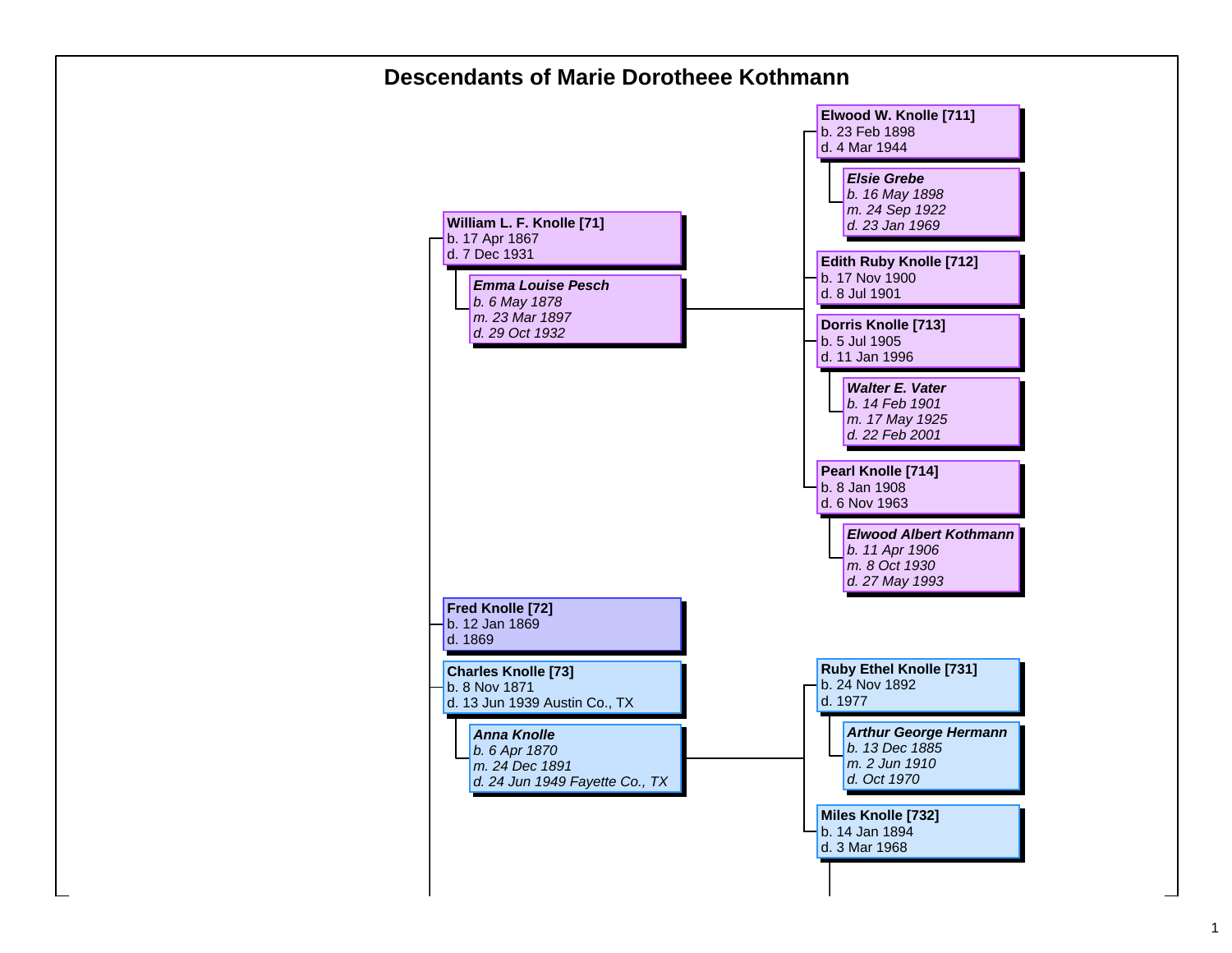# Descendants of Marie Dorotheee Kothmann

- **William L. F. Knolle [71]**
  b. 17 Apr 1867
  d. 7 Dec 1931
  - ***Emma Louise Pesch***
    *b. 6 May 1878*
    *m. 23 Mar 1897*
    *d. 29 Oct 1932*
    - **Elwood W. Knolle [711]**
      b. 23 Feb 1898
      d. 4 Mar 1944
      - ***Elsie Grebe***
        *b. 16 May 1898*
        *m. 24 Sep 1922*
        *d. 23 Jan 1969*
    - **Edith Ruby Knolle [712]**
      b. 17 Nov 1900
      d. 8 Jul 1901
    - **Dorris Knolle [713]**
      b. 5 Jul 1905
      d. 11 Jan 1996
      - ***Walter E. Vater***
        *b. 14 Feb 1901*
        *m. 17 May 1925*
        *d. 22 Feb 2001*
    - **Pearl Knolle [714]**
      b. 8 Jan 1908
      d. 6 Nov 1963
      - ***Elwood Albert Kothmann***
        *b. 11 Apr 1906*
        *m. 8 Oct 1930*
        *d. 27 May 1993*
- **Fred Knolle [72]**
  b. 12 Jan 1869
  d. 1869
- **Charles Knolle [73]**
  b. 8 Nov 1871
  d. 13 Jun 1939 Austin Co., TX
  - ***Anna Knolle***
    *b. 6 Apr 1870*
    *m. 24 Dec 1891*
    *d. 24 Jun 1949 Fayette Co., TX*
    - **Ruby Ethel Knolle [731]**
      b. 24 Nov 1892
      d. 1977
      - ***Arthur George Hermann***
        *b. 13 Dec 1885*
        *m. 2 Jun 1910*
        *d. Oct 1970*
    - **Miles Knolle [732]**
      b. 14 Jan 1894
      d. 3 Mar 1968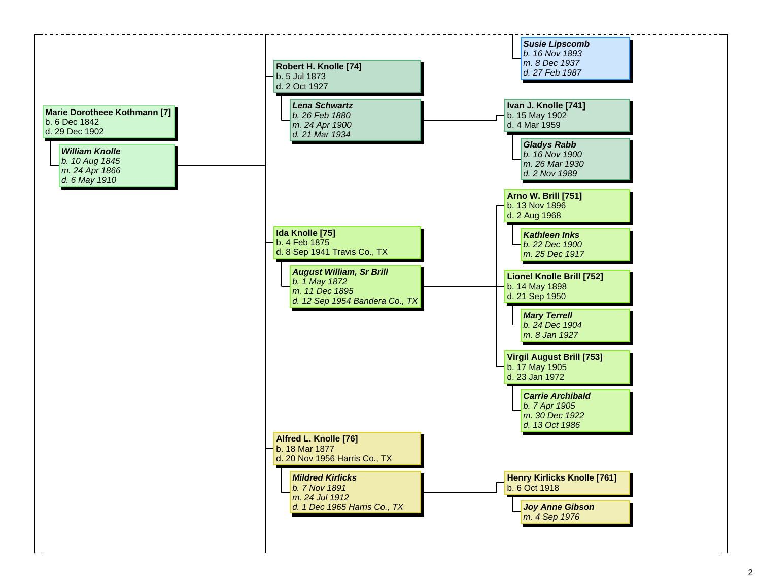**Marie Dorotheee Kothmann [7]**
b. 6 Dec 1842
d. 29 Dec 1902

*__William Knolle__*
*b. 10 Aug 1845*
*m. 24 Apr 1866*
*d. 6 May 1910*

---

*__Susie Lipscomb__*
*b. 16 Nov 1893*
*m. 8 Dec 1937*
*d. 27 Feb 1987*

**Robert H. Knolle [74]**
b. 5 Jul 1873
d. 2 Oct 1927

*__Lena Schwartz__*
*b. 26 Feb 1880*
*m. 24 Apr 1900*
*d. 21 Mar 1934*

- **Ivan J. Knolle [741]**
  b. 15 May 1902
  d. 4 Mar 1959

  *__Gladys Rabb__*
  *b. 16 Nov 1900*
  *m. 26 Mar 1930*
  *d. 2 Nov 1989*

---

**Ida Knolle [75]**
b. 4 Feb 1875
d. 8 Sep 1941 Travis Co., TX

*__August William, Sr Brill__*
*b. 1 May 1872*
*m. 11 Dec 1895*
*d. 12 Sep 1954 Bandera Co., TX*

- **Arno W. Brill [751]**
  b. 13 Nov 1896
  d. 2 Aug 1968

  *__Kathleen Inks__*
  *b. 22 Dec 1900*
  *m. 25 Dec 1917*

- **Lionel Knolle Brill [752]**
  b. 14 May 1898
  d. 21 Sep 1950

  *__Mary Terrell__*
  *b. 24 Dec 1904*
  *m. 8 Jan 1927*

- **Virgil August Brill [753]**
  b. 17 May 1905
  d. 23 Jan 1972

  *__Carrie Archibald__*
  *b. 7 Apr 1905*
  *m. 30 Dec 1922*
  *d. 13 Oct 1986*

---

**Alfred L. Knolle [76]**
b. 18 Mar 1877
d. 20 Nov 1956 Harris Co., TX

*__Mildred Kirlicks__*
*b. 7 Nov 1891*
*m. 24 Jul 1912*
*d. 1 Dec 1965 Harris Co., TX*

- **Henry Kirlicks Knolle [761]**
  b. 6 Oct 1918

  *__Joy Anne Gibson__*
  *m. 4 Sep 1976*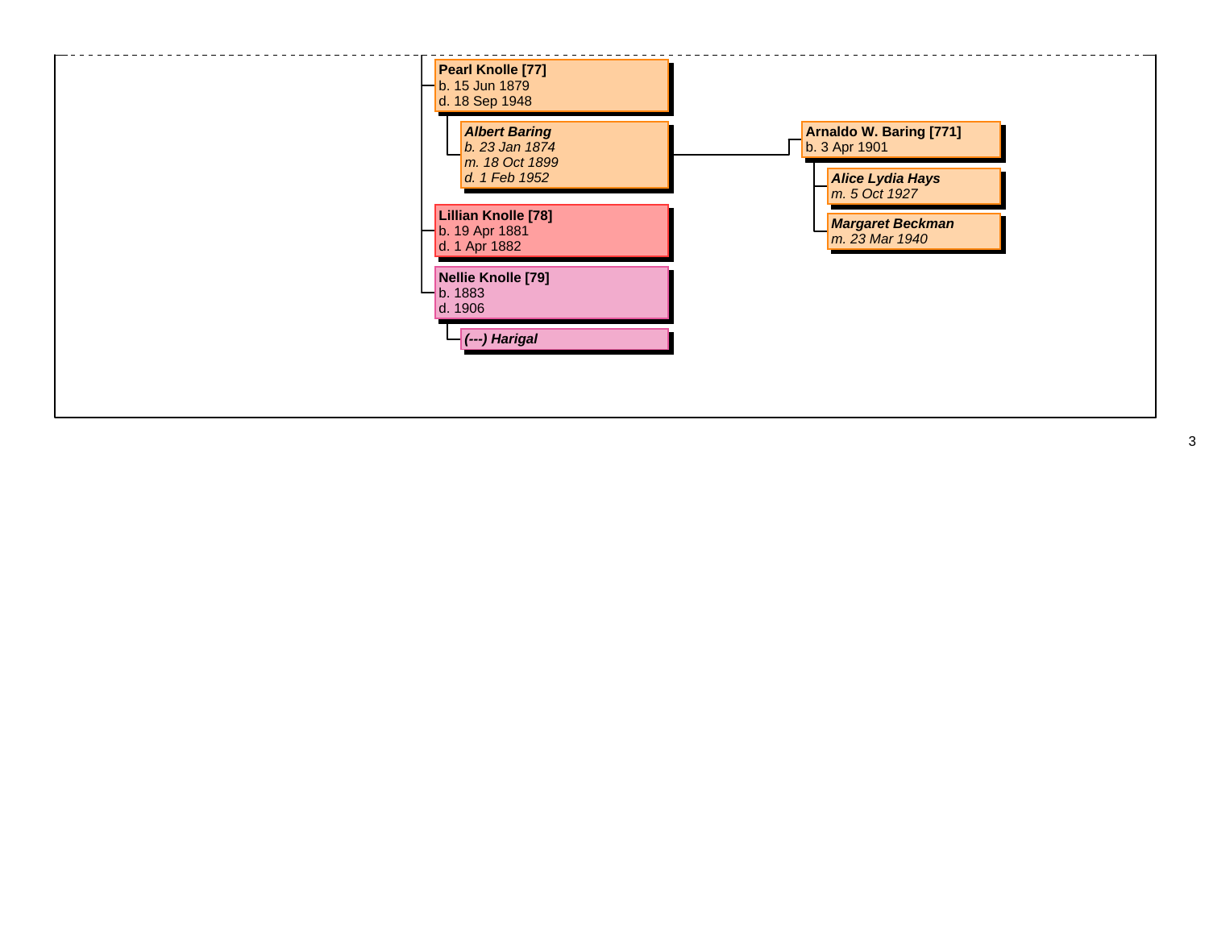**Pearl Knolle [77]**
b. 15 Jun 1879
d. 18 Sep 1948

***Albert Baring***
*b. 23 Jan 1874*
*m. 18 Oct 1899*
*d. 1 Feb 1952*

**Arnaldo W. Baring [771]**
b. 3 Apr 1901

***Alice Lydia Hays***
*m. 5 Oct 1927*

***Margaret Beckman***
*m. 23 Mar 1940*

**Lillian Knolle [78]**
b. 19 Apr 1881
d. 1 Apr 1882

**Nellie Knolle [79]**
b. 1883
d. 1906

***(---) Harigal***